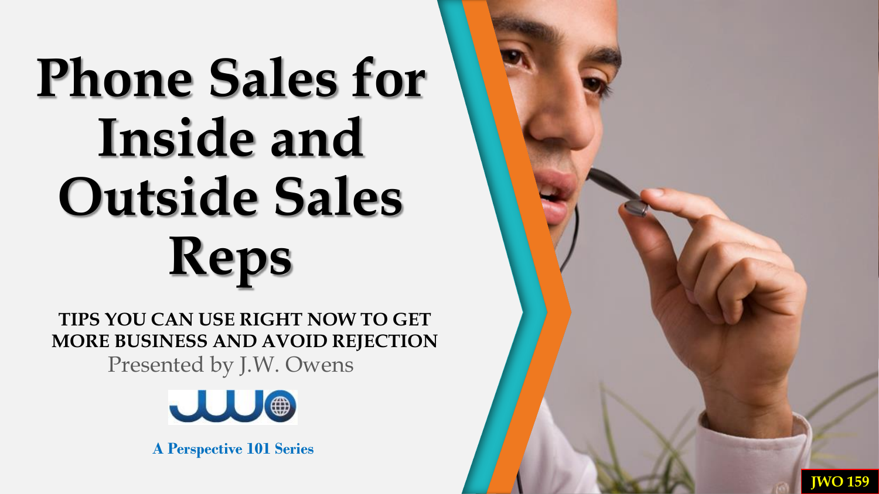# Phone Sales for Inside and Outside Sales Reps

**TIPS YOU CAN USE RIGHT NOW TO GET MORE BUSINESS AND AVOID REJECTION**

Presented by J.W. Owens

**A Perspective 101 Series**

**JWO 159**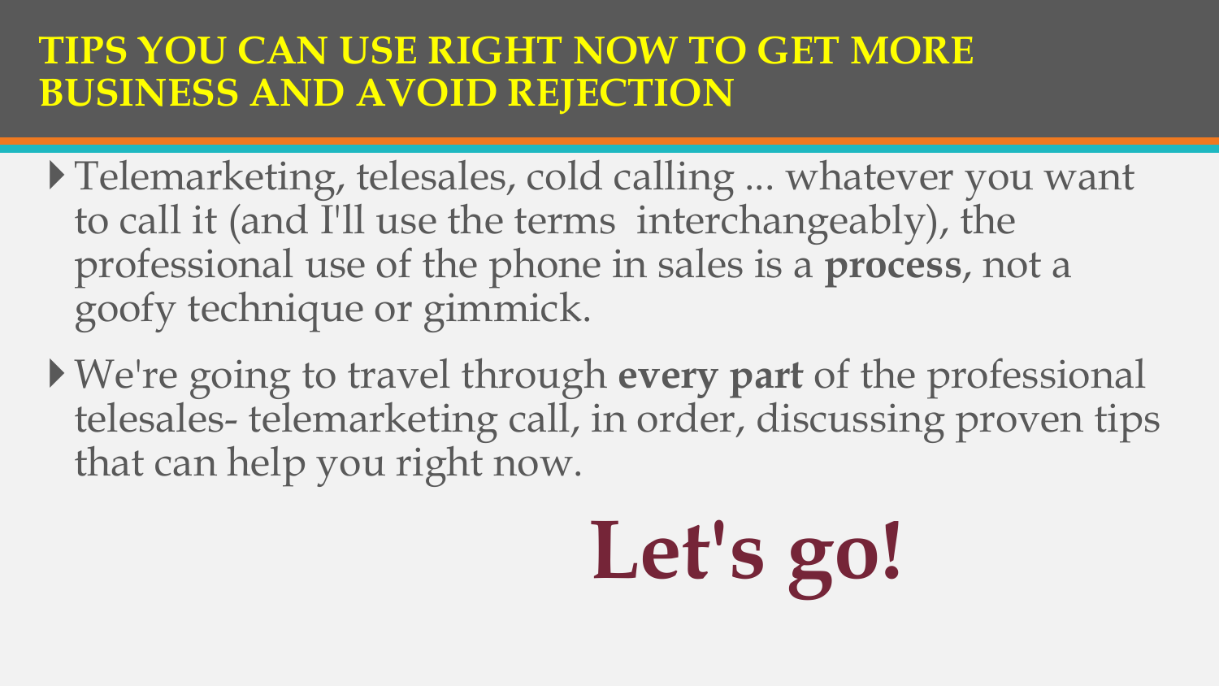# TIPS YOU CAN USE RIGHT NOW TO GET MORE BUSINESS AND AVOID REJECTION

- Telemarketing, telesales, cold calling ... whatever you want to call it (and I'll use the terms interchangeably), the professional use of the phone in sales is a **process**, not a goofy technique or gimmick.
- We're going to travel through **every part** of the professional telesales- telemarketing call, in order, discussing proven tips that can help you right now.

**Let's go!**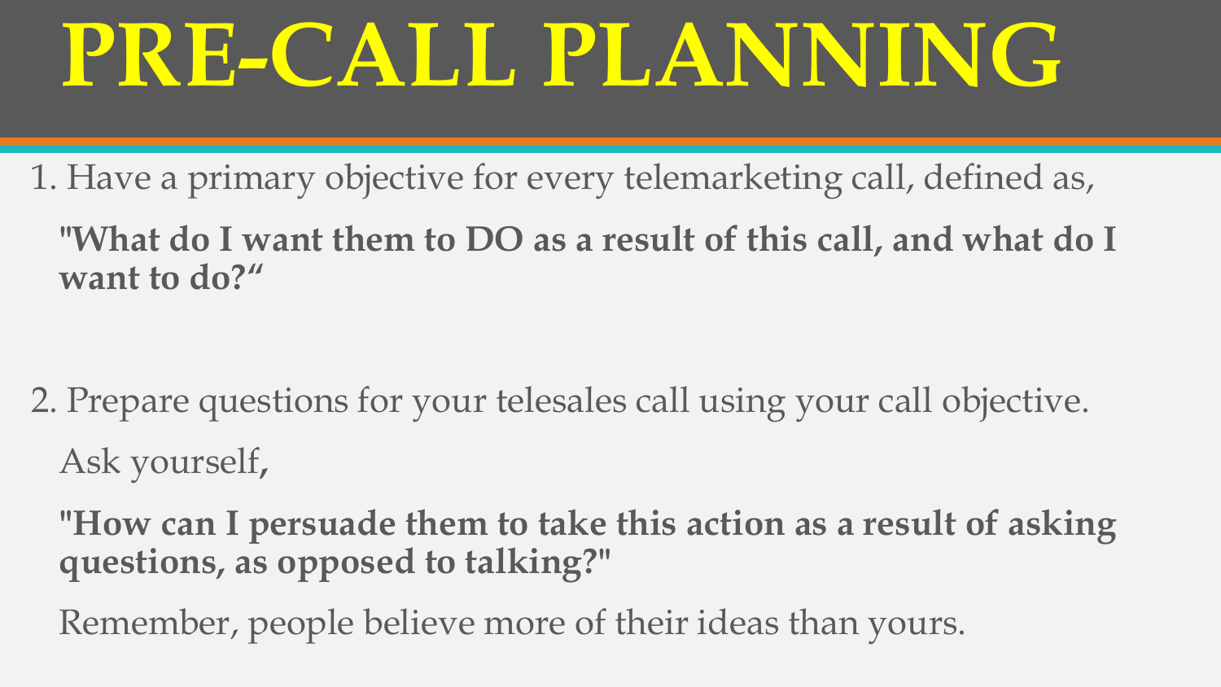# PRE-CALL PLANNING

1. Have a primary objective for every telemarketing call, defined as,

   **"What do I want them to DO as a result of this call, and what do I want to do?“**

2. Prepare questions for your telesales call using your call objective.

   Ask yourself**,**

   **"How can I persuade them to take this action as a result of asking questions, as opposed to talking?"**

   Remember, people believe more of their ideas than yours.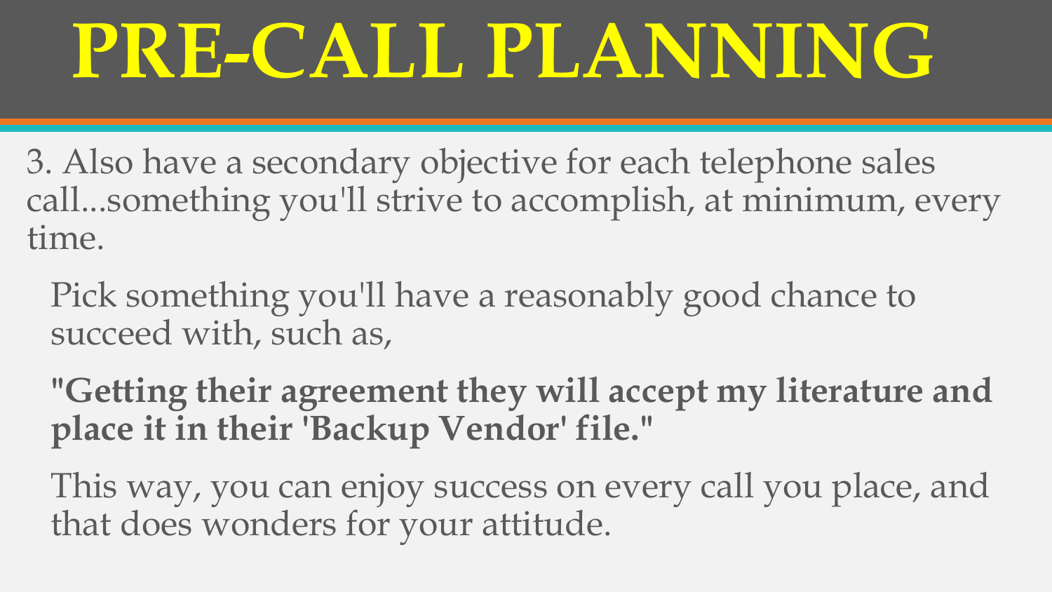# PRE-CALL PLANNING

3. Also have a secondary objective for each telephone sales call...something you'll strive to accomplish, at minimum, every time.

Pick something you'll have a reasonably good chance to succeed with, such as,

**"Getting their agreement they will accept my literature and place it in their 'Backup Vendor' file."**

This way, you can enjoy success on every call you place, and that does wonders for your attitude.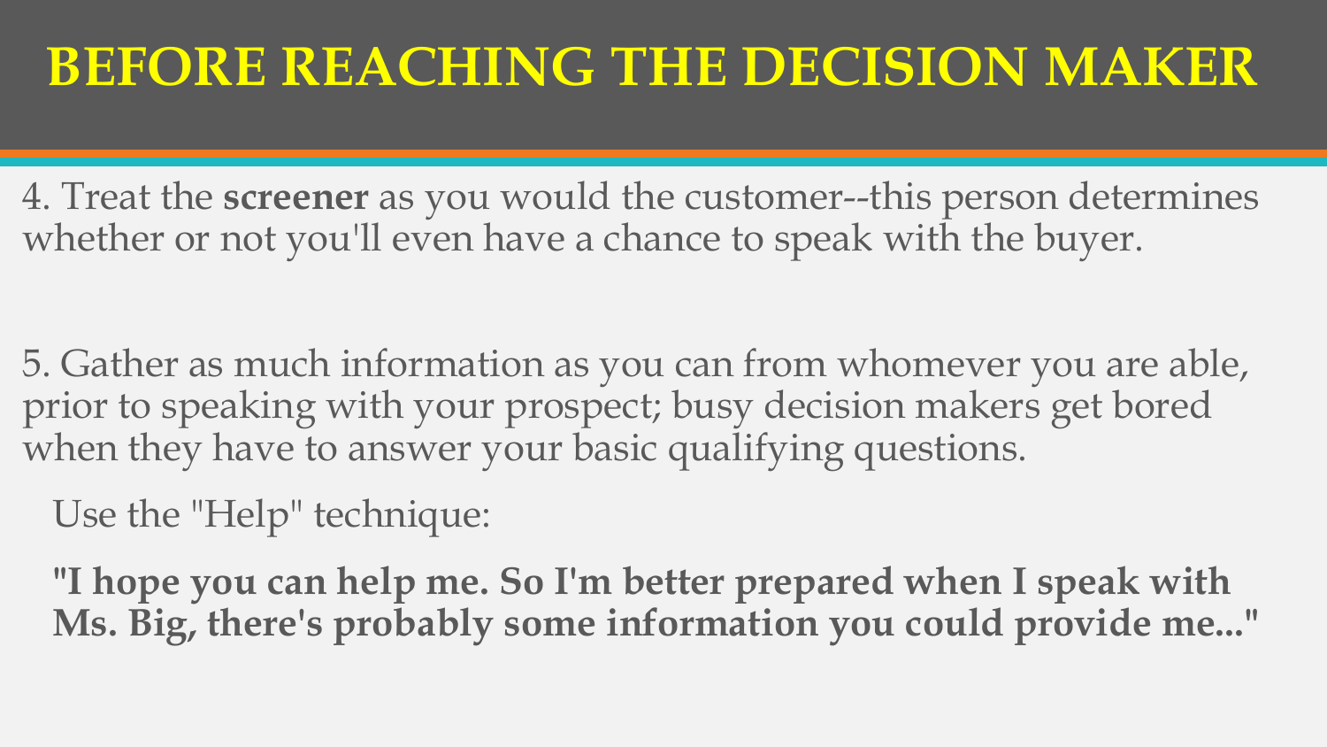# BEFORE REACHING THE DECISION MAKER

4. Treat the **screener** as you would the customer--this person determines whether or not you'll even have a chance to speak with the buyer.

5. Gather as much information as you can from whomever you are able, prior to speaking with your prospect; busy decision makers get bored when they have to answer your basic qualifying questions.

Use the "Help" technique:

**"I hope you can help me. So I'm better prepared when I speak with Ms. Big, there's probably some information you could provide me..."**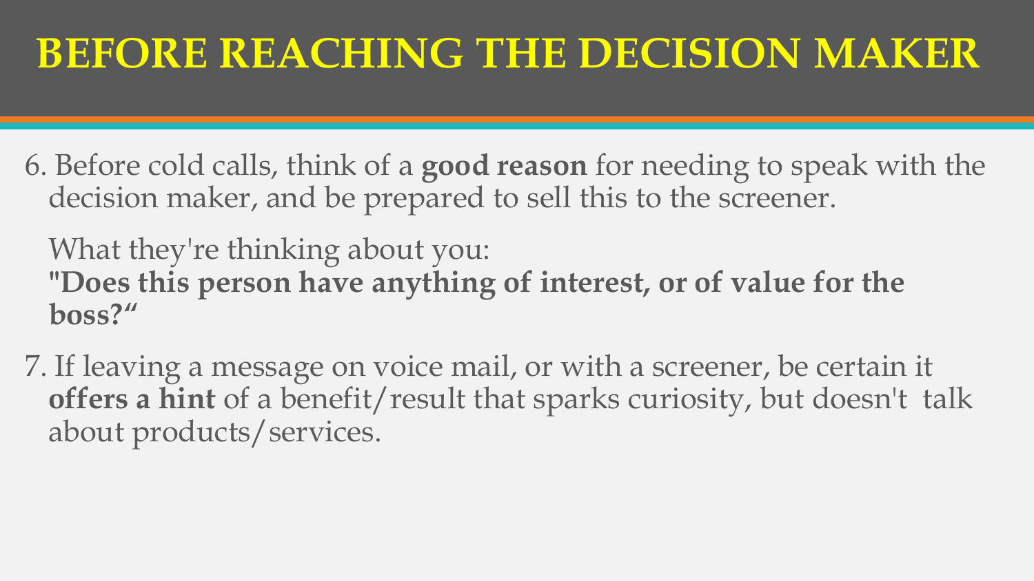# BEFORE REACHING THE DECISION MAKER

6. Before cold calls, think of a **good reason** for needing to speak with the decision maker, and be prepared to sell this to the screener.

   What they're thinking about you:
   **"Does this person have anything of interest, or of value for the boss?"**

7. If leaving a message on voice mail, or with a screener, be certain it **offers a hint** of a benefit/result that sparks curiosity, but doesn't talk about products/services.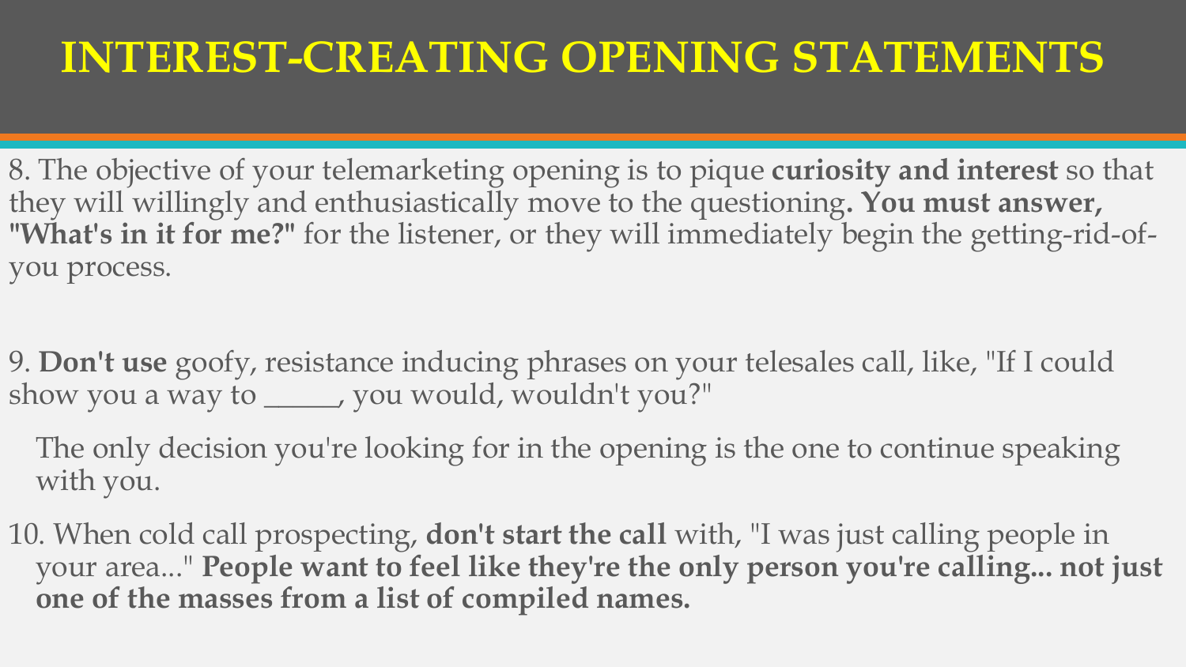# INTEREST-CREATING OPENING STATEMENTS

8. The objective of your telemarketing opening is to pique **curiosity and interest** so that they will willingly and enthusiastically move to the questioning**. You must answer, "What's in it for me?"** for the listener, or they will immediately begin the getting-rid-of-you process.

9. **Don't use** goofy, resistance inducing phrases on your telesales call, like, "If I could show you a way to _____, you would, wouldn't you?"

   The only decision you're looking for in the opening is the one to continue speaking with you.

10. When cold call prospecting, **don't start the call** with, "I was just calling people in your area..." **People want to feel like they're the only person you're calling... not just one of the masses from a list of compiled names.**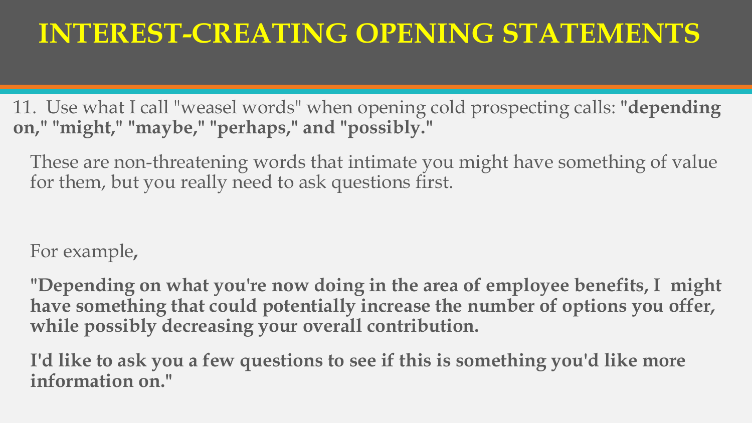# INTEREST-CREATING OPENING STATEMENTS

11. Use what I call "weasel words" when opening cold prospecting calls: **"depending on," "might," "maybe," "perhaps," and "possibly."**

These are non-threatening words that intimate you might have something of value for them, but you really need to ask questions first.

For example,

**"Depending on what you're now doing in the area of employee benefits, I might have something that could potentially increase the number of options you offer, while possibly decreasing your overall contribution.**

**I'd like to ask you a few questions to see if this is something you'd like more information on."**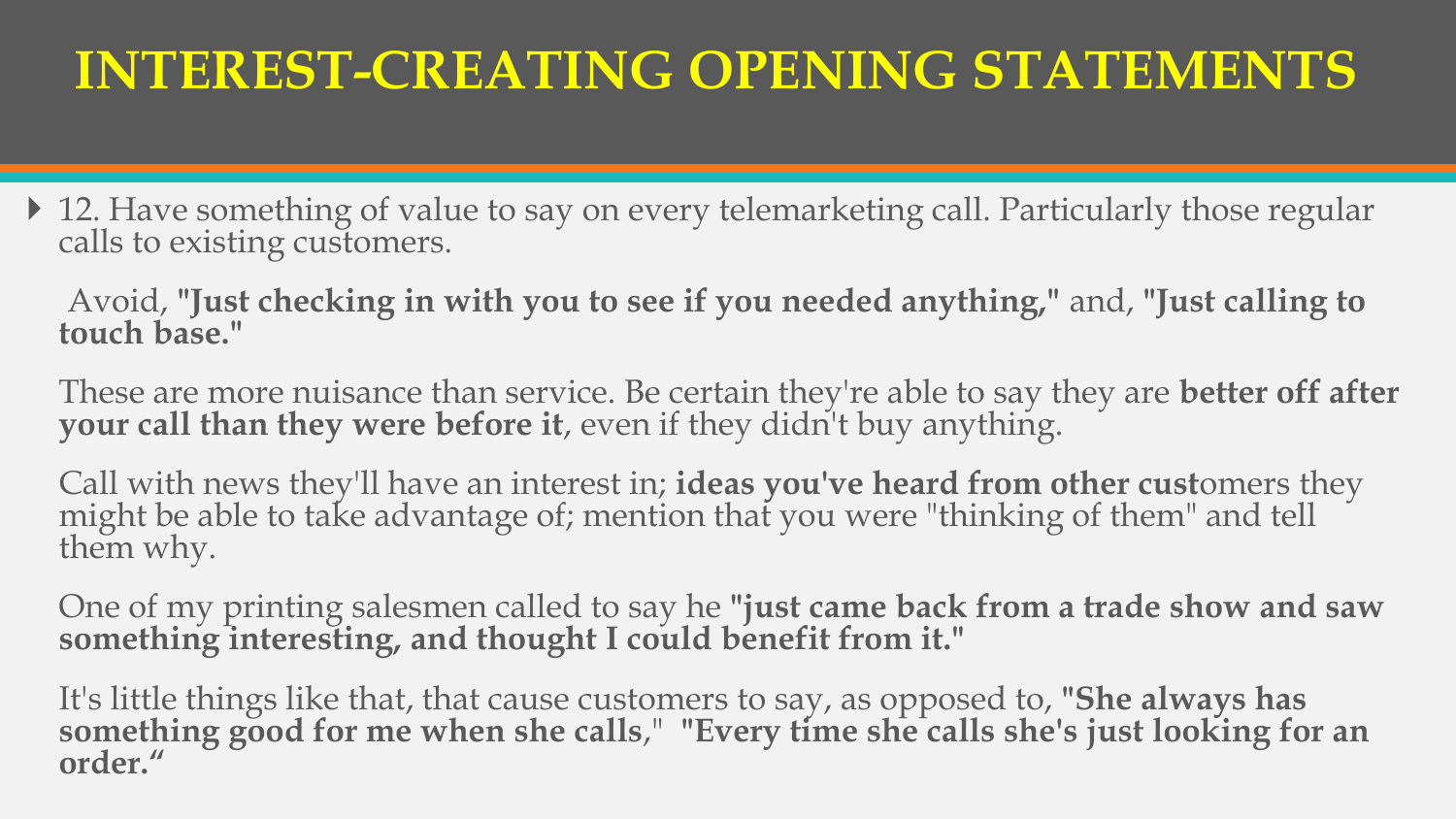# INTEREST-CREATING OPENING STATEMENTS

- 12. Have something of value to say on every telemarketing call. Particularly those regular calls to existing customers.

  Avoid, **"Just checking in with you to see if you needed anything,"** and, **"Just calling to touch base."**

  These are more nuisance than service. Be certain they're able to say they are **better off after your call than they were before it**, even if they didn't buy anything.

  Call with news they'll have an interest in; **ideas you've heard from other cust**omers they might be able to take advantage of; mention that you were "thinking of them" and tell them why.

  One of my printing salesmen called to say he **"just came back from a trade show and saw something interesting, and thought I could benefit from it."**

  It's little things like that, that cause customers to say, as opposed to, **"She always has something good for me when she calls**," **"Every time she calls she's just looking for an order."**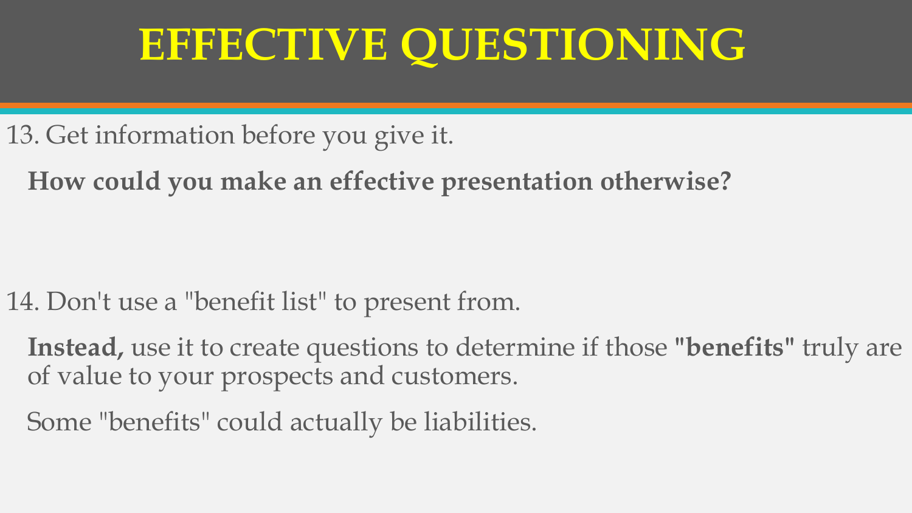# EFFECTIVE QUESTIONING

13. Get information before you give it.

    **How could you make an effective presentation otherwise?**

14. Don't use a "benefit list" to present from.

    **Instead,** use it to create questions to determine if those **"benefits"** truly are of value to your prospects and customers.

    Some "benefits" could actually be liabilities.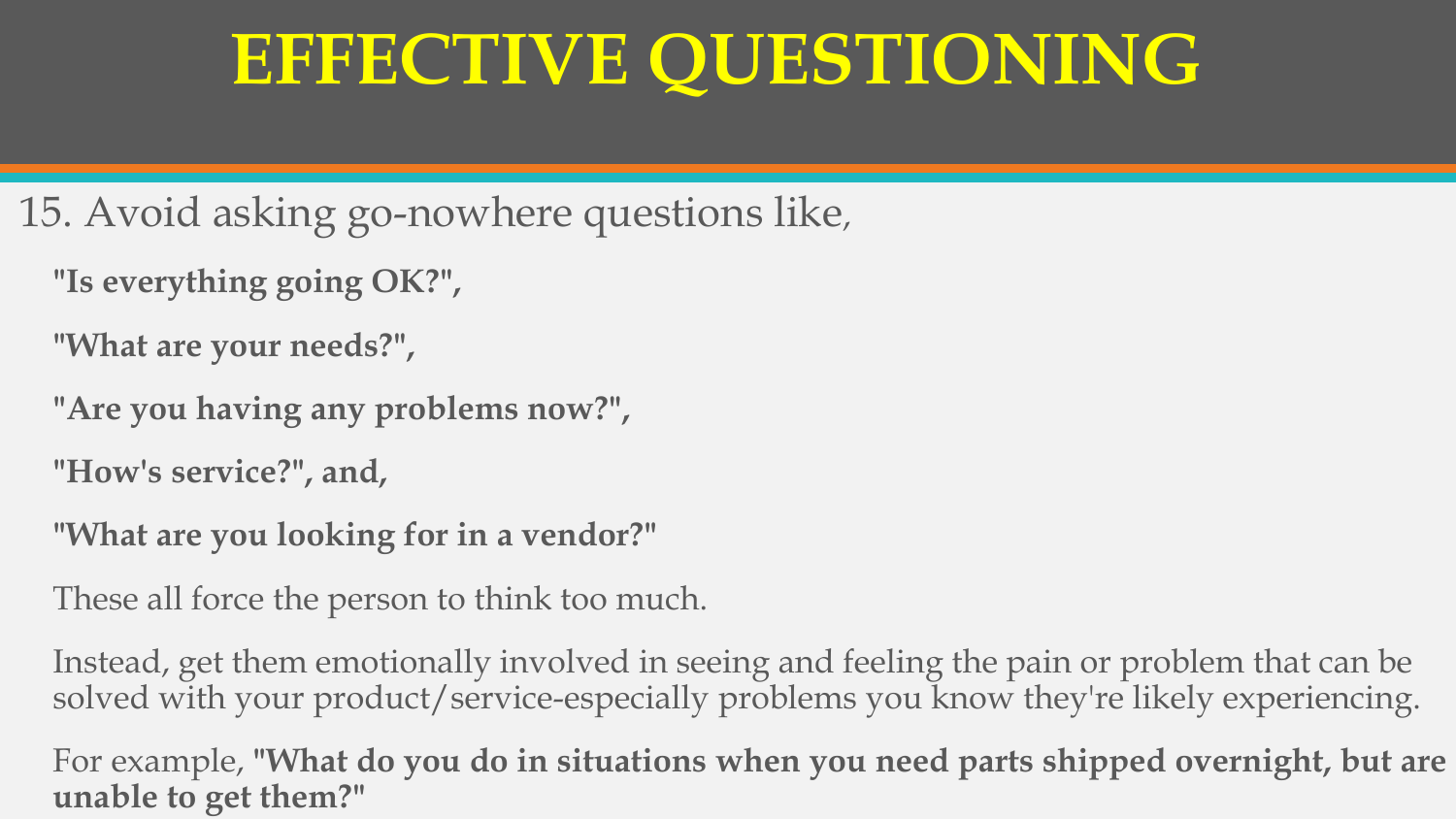# EFFECTIVE QUESTIONING

15. Avoid asking go-nowhere questions like,

**"Is everything going OK?",**

**"What are your needs?",**

**"Are you having any problems now?",**

**"How's service?", and,**

**"What are you looking for in a vendor?"**

These all force the person to think too much.

Instead, get them emotionally involved in seeing and feeling the pain or problem that can be solved with your product/service-especially problems you know they're likely experiencing.

For example, **"What do you do in situations when you need parts shipped overnight, but are unable to get them?"**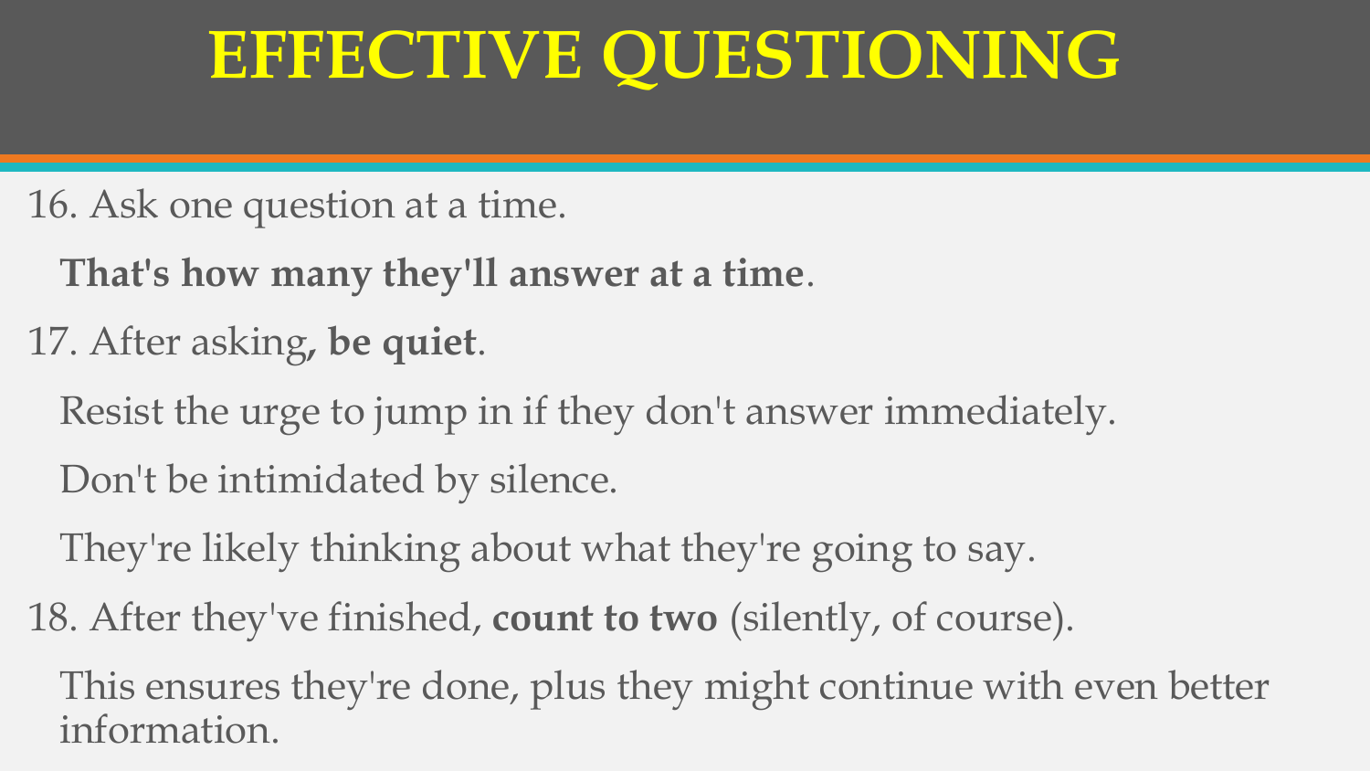# EFFECTIVE QUESTIONING

16. Ask one question at a time.

    **That's how many they'll answer at a time**.

17. After asking**, be quiet**.

    Resist the urge to jump in if they don't answer immediately.

    Don't be intimidated by silence.

    They're likely thinking about what they're going to say.

18. After they've finished, **count to two** (silently, of course).

    This ensures they're done, plus they might continue with even better information.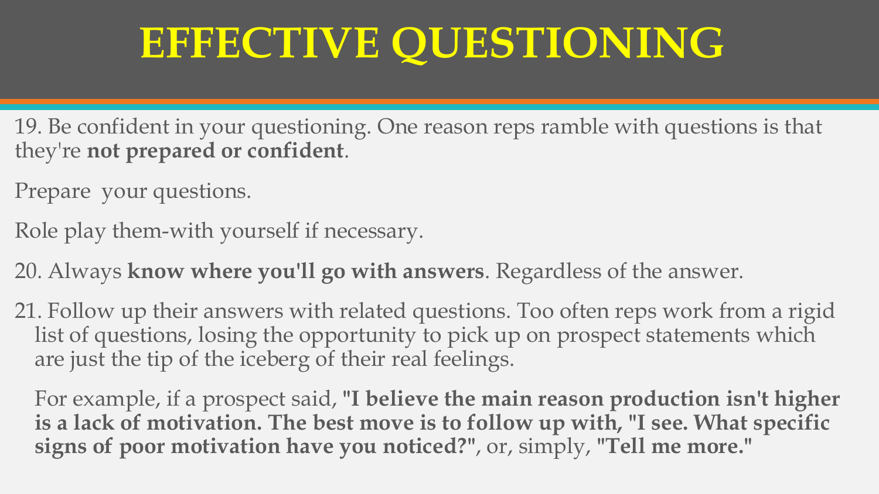# EFFECTIVE QUESTIONING

19. Be confident in your questioning. One reason reps ramble with questions is that they're **not prepared or confident**.

Prepare your questions.

Role play them-with yourself if necessary.

20. Always **know where you'll go with answers**. Regardless of the answer.

21. Follow up their answers with related questions. Too often reps work from a rigid list of questions, losing the opportunity to pick up on prospect statements which are just the tip of the iceberg of their real feelings.

For example, if a prospect said, **"I believe the main reason production isn't higher is a lack of motivation. The best move is to follow up with, "I see. What specific signs of poor motivation have you noticed?"**, or, simply, **"Tell me more."**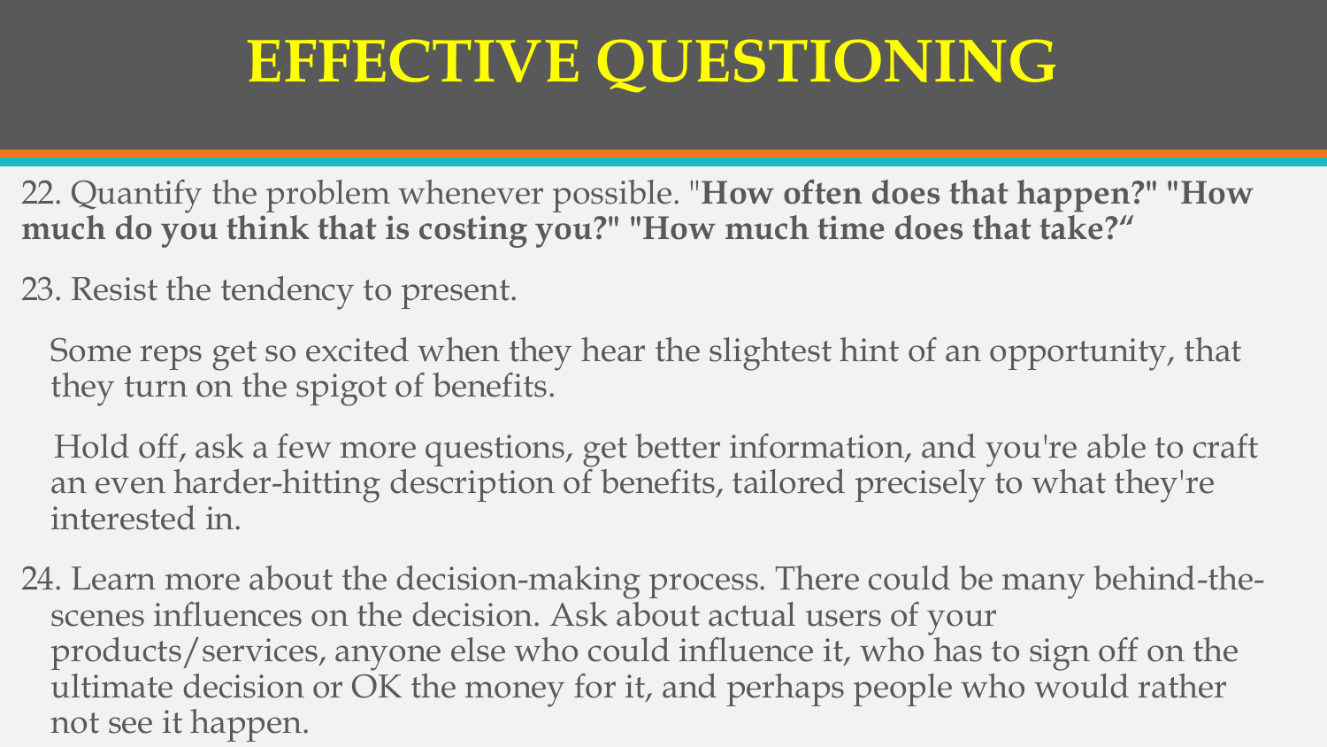# EFFECTIVE QUESTIONING

22. Quantify the problem whenever possible. "**How often does that happen?" "How much do you think that is costing you?" "How much time does that take?“**

23. Resist the tendency to present.

    Some reps get so excited when they hear the slightest hint of an opportunity, that they turn on the spigot of benefits.

    Hold off, ask a few more questions, get better information, and you're able to craft an even harder-hitting description of benefits, tailored precisely to what they're interested in.

24. Learn more about the decision-making process. There could be many behind-the-scenes influences on the decision. Ask about actual users of your products/services, anyone else who could influence it, who has to sign off on the ultimate decision or OK the money for it, and perhaps people who would rather not see it happen.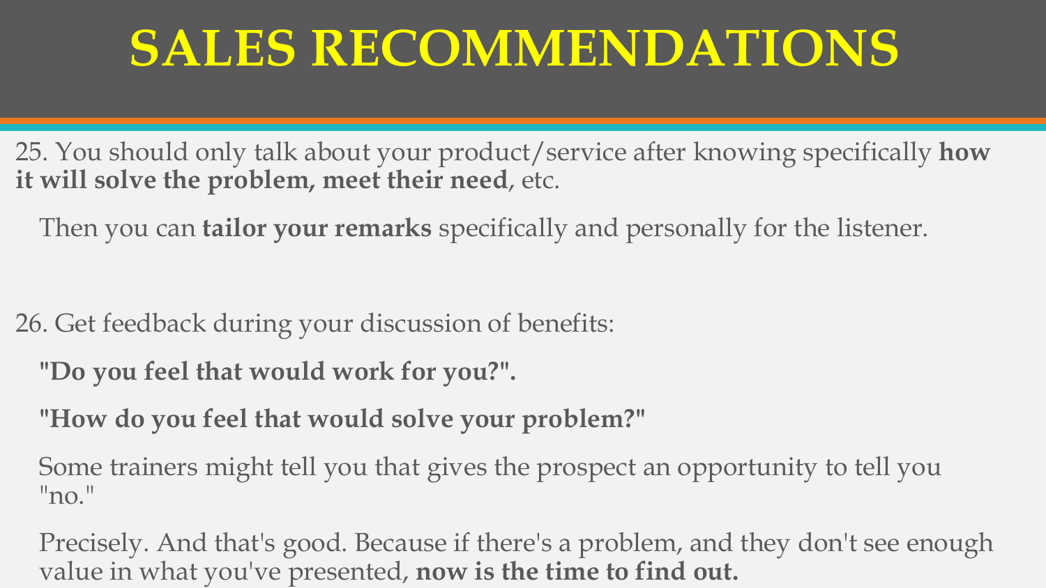# SALES RECOMMENDATIONS

25. You should only talk about your product/service after knowing specifically **how it will solve the problem, meet their need**, etc.

Then you can **tailor your remarks** specifically and personally for the listener.

26. Get feedback during your discussion of benefits:

**"Do you feel that would work for you?".**

**"How do you feel that would solve your problem?"**

Some trainers might tell you that gives the prospect an opportunity to tell you "no."

Precisely. And that's good. Because if there's a problem, and they don't see enough value in what you've presented, **now is the time to find out.**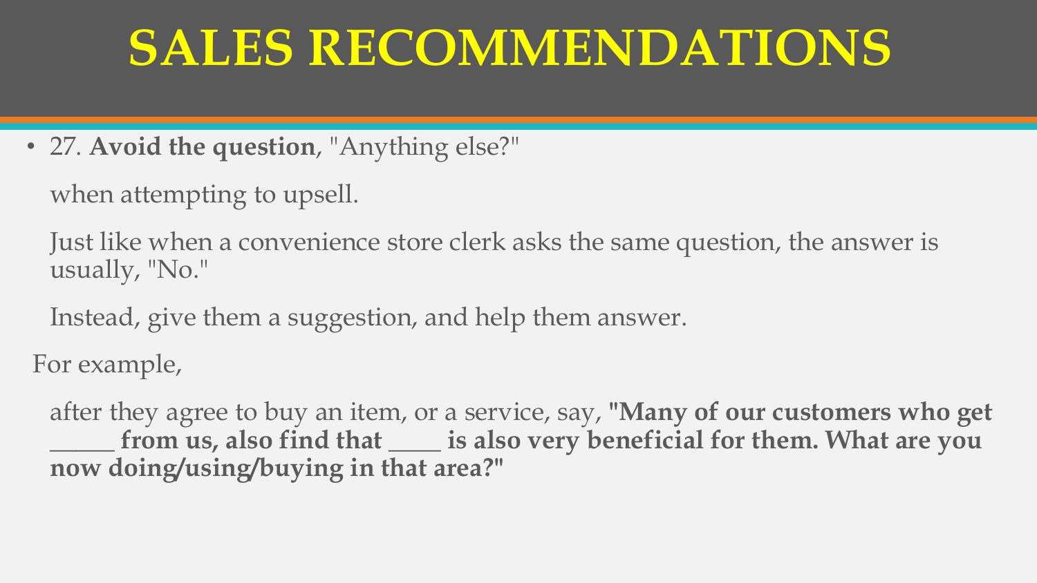# SALES RECOMMENDATIONS

- 27. **Avoid the question**, "Anything else?"

  when attempting to upsell.

  Just like when a convenience store clerk asks the same question, the answer is usually, "No."

  Instead, give them a suggestion, and help them answer.

For example,

  after they agree to buy an item, or a service, say, **"Many of our customers who get _____ from us, also find that ____ is also very beneficial for them. What are you now doing/using/buying in that area?"**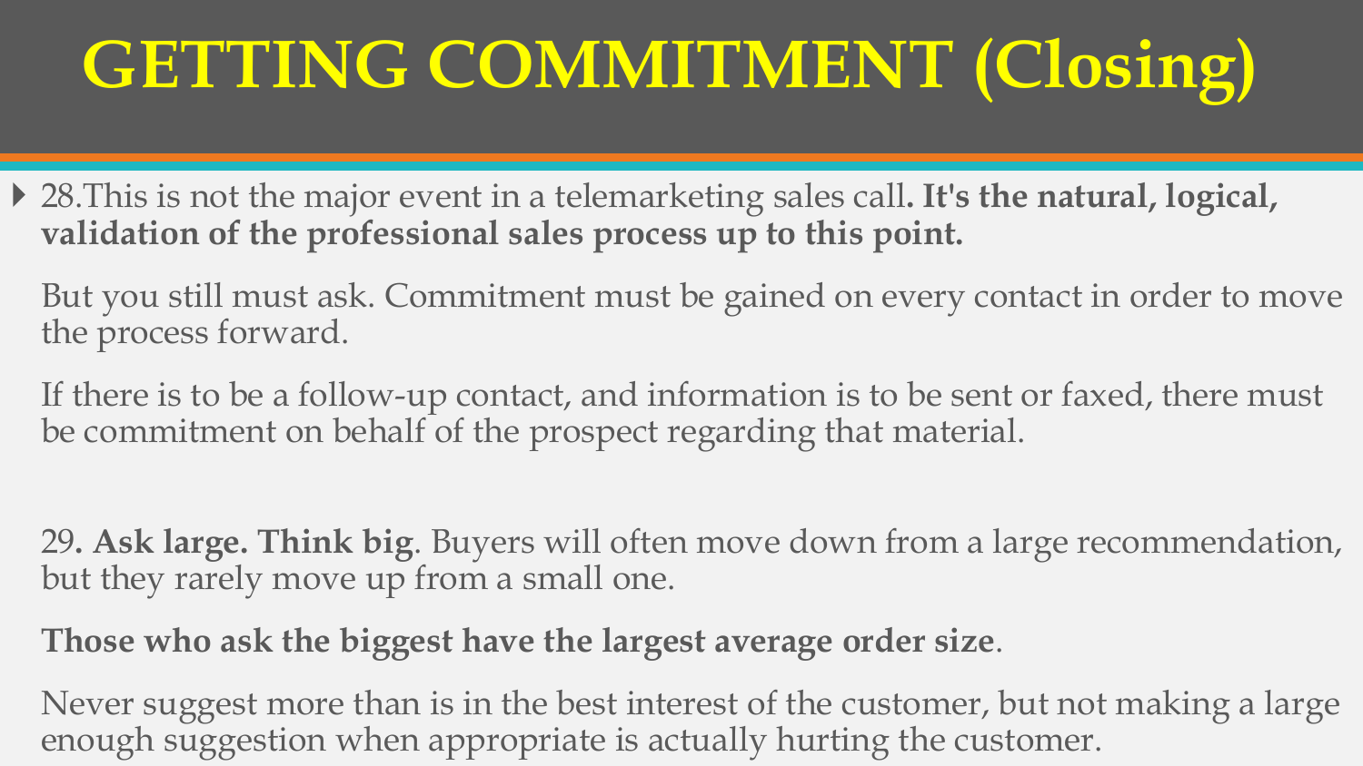# GETTING COMMITMENT (Closing)

- 28.This is not the major event in a telemarketing sales call**. It's the natural, logical, validation of the professional sales process up to this point.**

  But you still must ask. Commitment must be gained on every contact in order to move the process forward.

  If there is to be a follow-up contact, and information is to be sent or faxed, there must be commitment on behalf of the prospect regarding that material.

  29**. Ask large. Think big**. Buyers will often move down from a large recommendation, but they rarely move up from a small one.

  **Those who ask the biggest have the largest average order size**.

  Never suggest more than is in the best interest of the customer, but not making a large enough suggestion when appropriate is actually hurting the customer.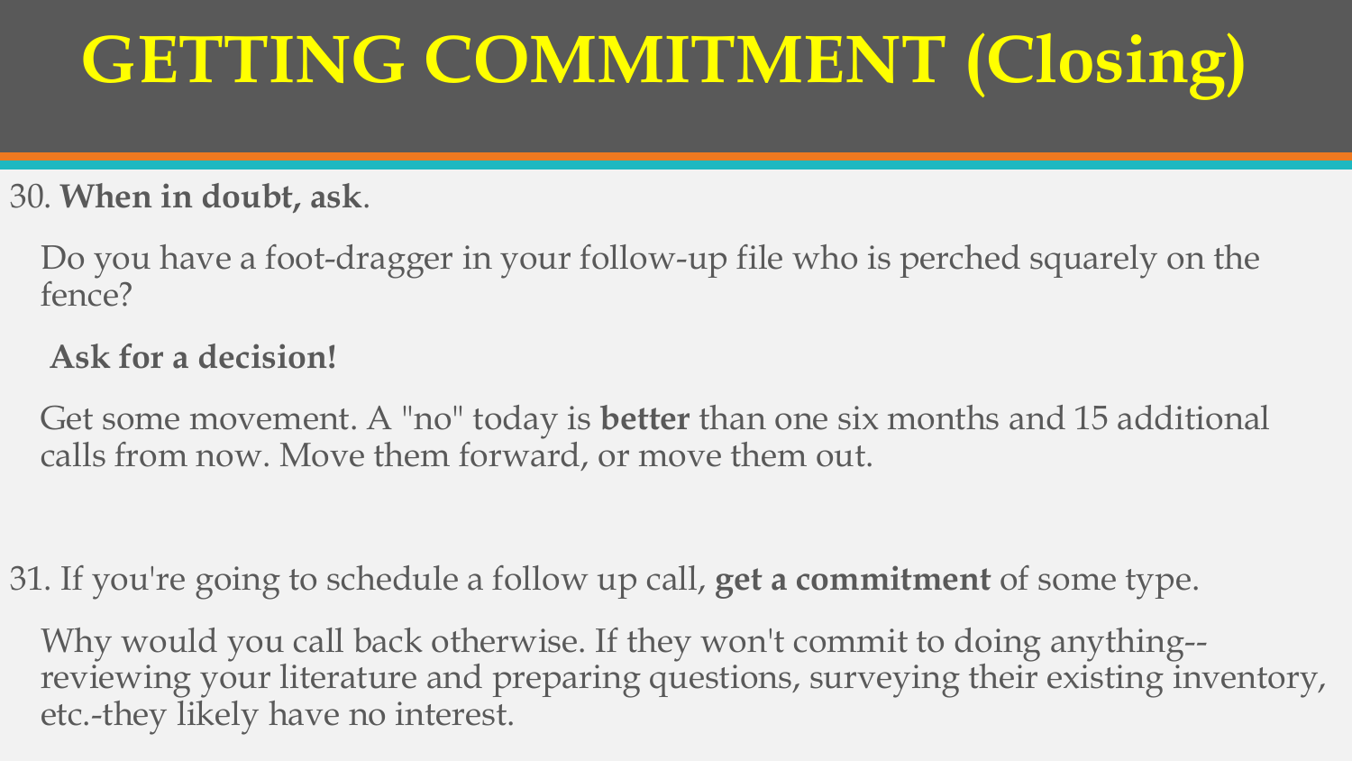# GETTING COMMITMENT (Closing)

30. **When in doubt, ask**.

Do you have a foot-dragger in your follow-up file who is perched squarely on the fence?

**Ask for a decision!**

Get some movement. A "no" today is **better** than one six months and 15 additional calls from now. Move them forward, or move them out.

31. If you're going to schedule a follow up call, **get a commitment** of some type.

Why would you call back otherwise. If they won't commit to doing anything--reviewing your literature and preparing questions, surveying their existing inventory, etc.-they likely have no interest.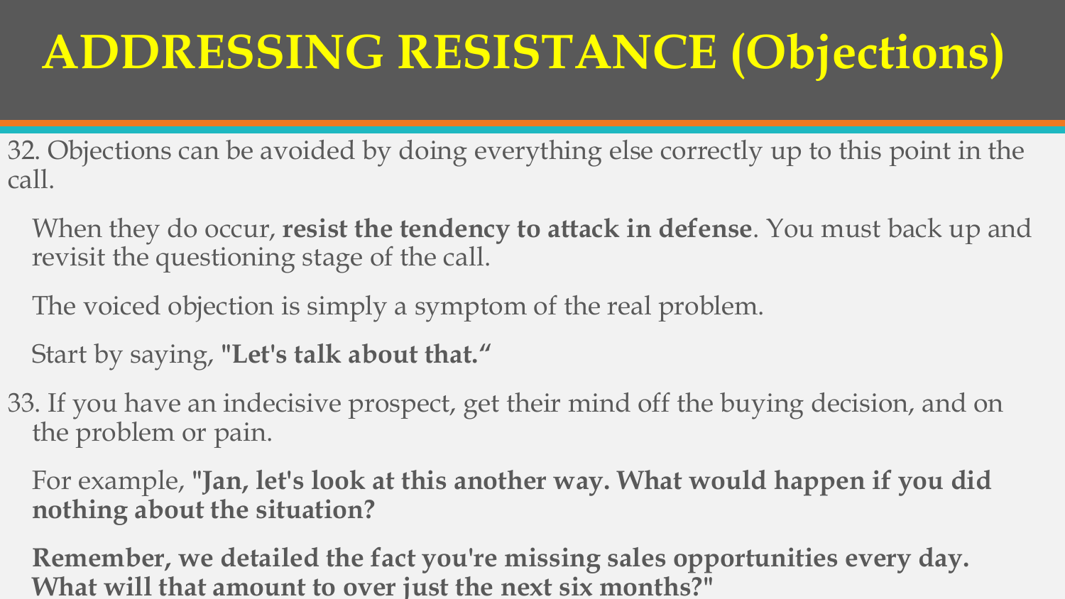# ADDRESSING RESISTANCE (Objections)

32. Objections can be avoided by doing everything else correctly up to this point in the call.

    When they do occur, **resist the tendency to attack in defense**. You must back up and revisit the questioning stage of the call.

    The voiced objection is simply a symptom of the real problem.

    Start by saying, **"Let's talk about that."**

33. If you have an indecisive prospect, get their mind off the buying decision, and on the problem or pain.

    For example, **"Jan, let's look at this another way. What would happen if you did nothing about the situation?**

    **Remember, we detailed the fact you're missing sales opportunities every day. What will that amount to over just the next six months?"**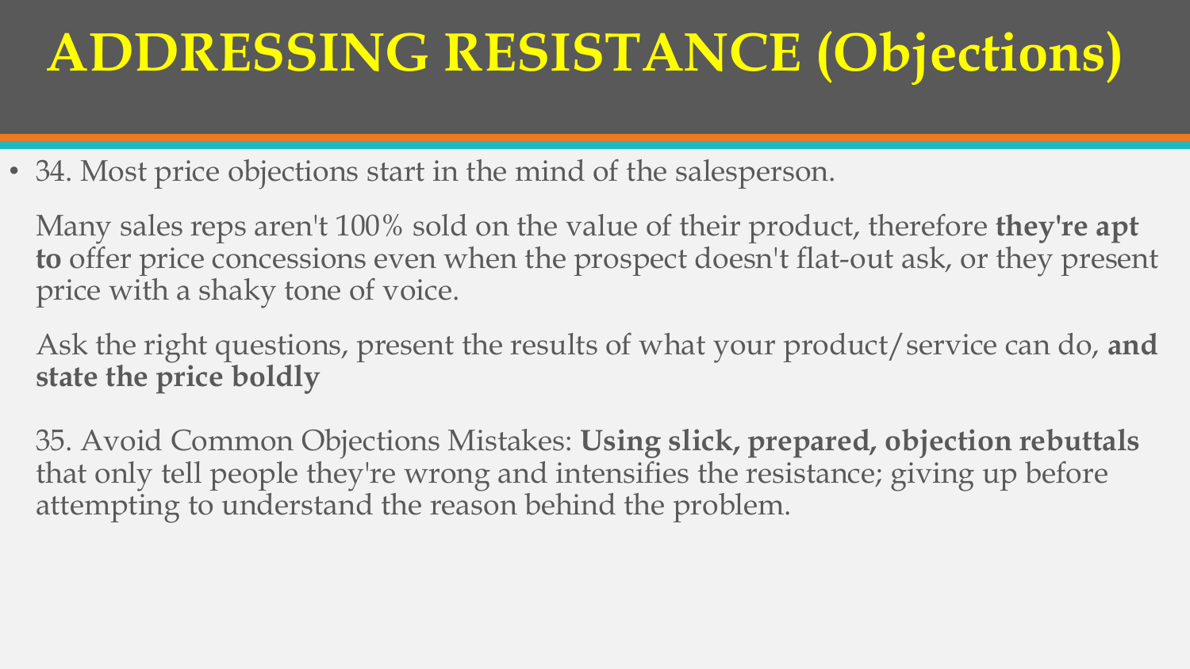# ADDRESSING RESISTANCE (Objections)

- 34. Most price objections start in the mind of the salesperson.

  Many sales reps aren't 100% sold on the value of their product, therefore **they're apt to** offer price concessions even when the prospect doesn't flat-out ask, or they present price with a shaky tone of voice.

  Ask the right questions, present the results of what your product/service can do, **and state the price boldly**

  35. Avoid Common Objections Mistakes: **Using slick, prepared, objection rebuttals** that only tell people they're wrong and intensifies the resistance; giving up before attempting to understand the reason behind the problem.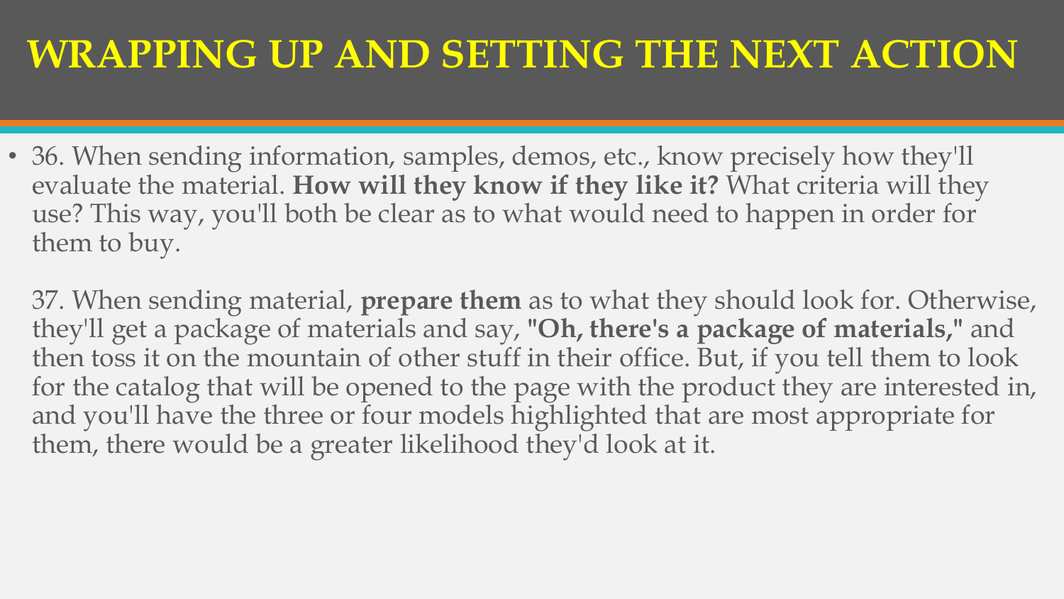# WRAPPING UP AND SETTING THE NEXT ACTION

- 36. When sending information, samples, demos, etc., know precisely how they'll evaluate the material. **How will they know if they like it?** What criteria will they use? This way, you'll both be clear as to what would need to happen in order for them to buy.

  37. When sending material, **prepare them** as to what they should look for. Otherwise, they'll get a package of materials and say, **"Oh, there's a package of materials,"** and then toss it on the mountain of other stuff in their office. But, if you tell them to look for the catalog that will be opened to the page with the product they are interested in, and you'll have the three or four models highlighted that are most appropriate for them, there would be a greater likelihood they'd look at it.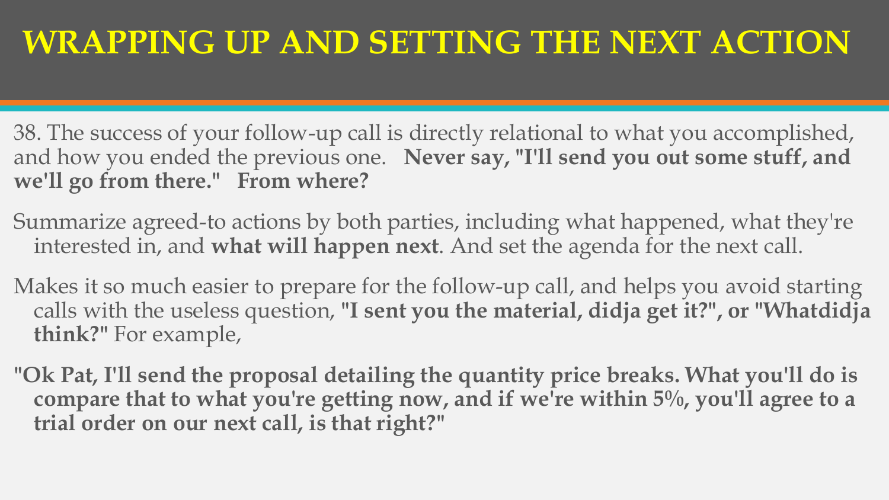# WRAPPING UP AND SETTING THE NEXT ACTION

38. The success of your follow-up call is directly relational to what you accomplished, and how you ended the previous one. **Never say, "I'll send you out some stuff, and we'll go from there." From where?**

Summarize agreed-to actions by both parties, including what happened, what they're interested in, and **what will happen next**. And set the agenda for the next call.

Makes it so much easier to prepare for the follow-up call, and helps you avoid starting calls with the useless question, **"I sent you the material, didja get it?", or "Whatdidja think?"** For example,

**"Ok Pat, I'll send the proposal detailing the quantity price breaks. What you'll do is compare that to what you're getting now, and if we're within 5%, you'll agree to a trial order on our next call, is that right?"**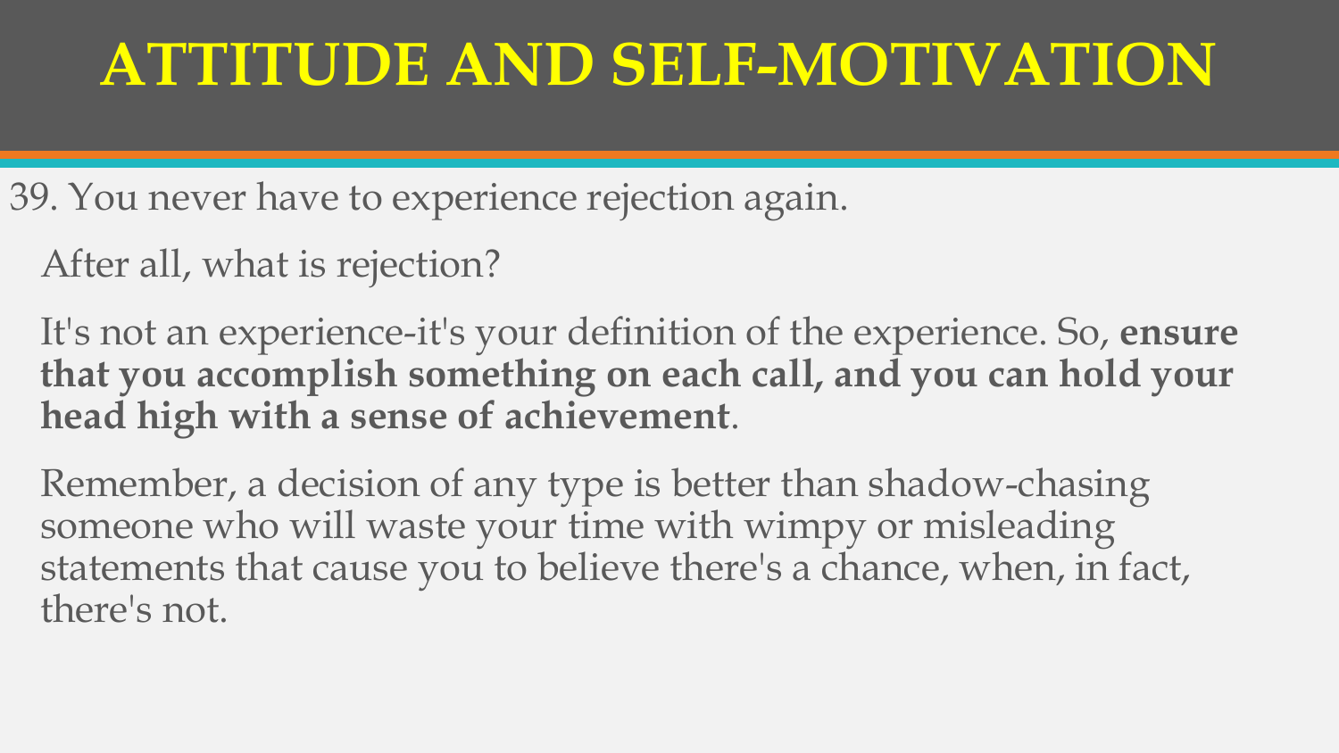# ATTITUDE AND SELF-MOTIVATION

39. You never have to experience rejection again.

After all, what is rejection?

It's not an experience-it's your definition of the experience. So, **ensure that you accomplish something on each call, and you can hold your head high with a sense of achievement**.

Remember, a decision of any type is better than shadow-chasing someone who will waste your time with wimpy or misleading statements that cause you to believe there's a chance, when, in fact, there's not.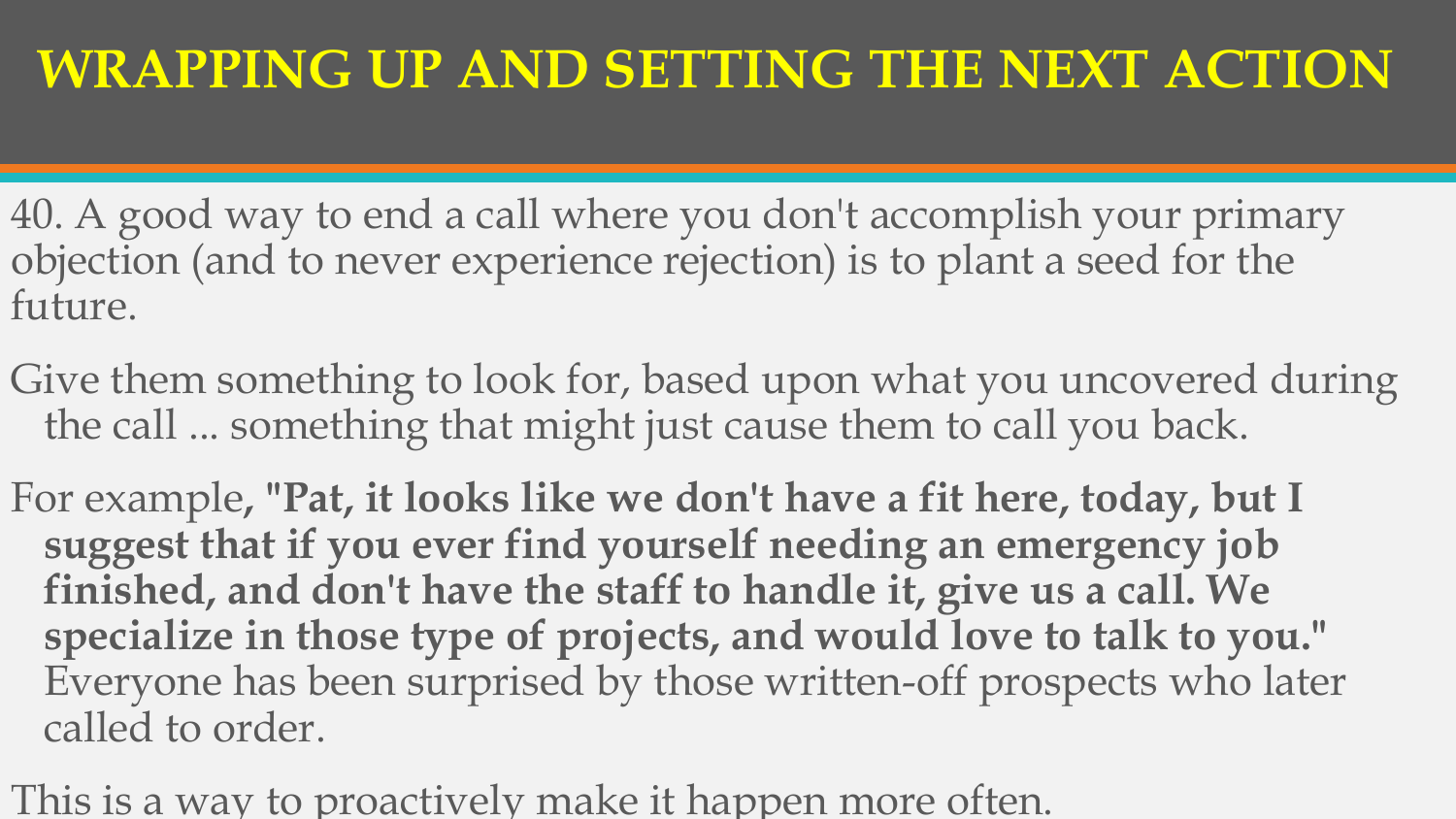# WRAPPING UP AND SETTING THE NEXT ACTION

40. A good way to end a call where you don't accomplish your primary objection (and to never experience rejection) is to plant a seed for the future.

Give them something to look for, based upon what you uncovered during the call ... something that might just cause them to call you back.

For example, **"Pat, it looks like we don't have a fit here, today, but I suggest that if you ever find yourself needing an emergency job finished, and don't have the staff to handle it, give us a call. We specialize in those type of projects, and would love to talk to you."** Everyone has been surprised by those written-off prospects who later called to order.

This is a way to proactively make it happen more often.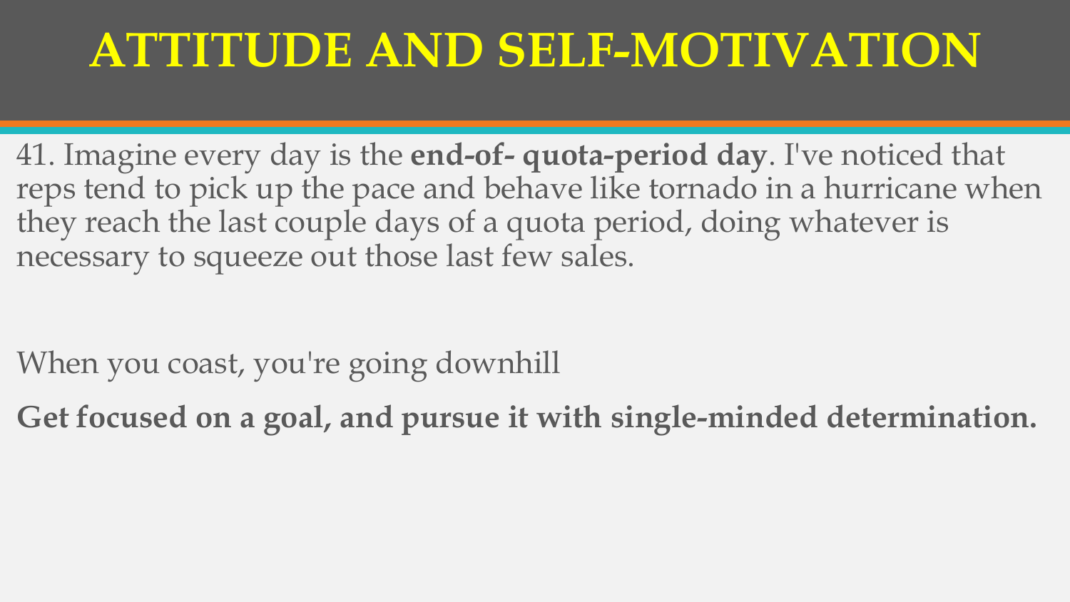# ATTITUDE AND SELF-MOTIVATION

41. Imagine every day is the **end-of- quota-period day**. I've noticed that reps tend to pick up the pace and behave like tornado in a hurricane when they reach the last couple days of a quota period, doing whatever is necessary to squeeze out those last few sales.

When you coast, you're going downhill

**Get focused on a goal, and pursue it with single-minded determination.**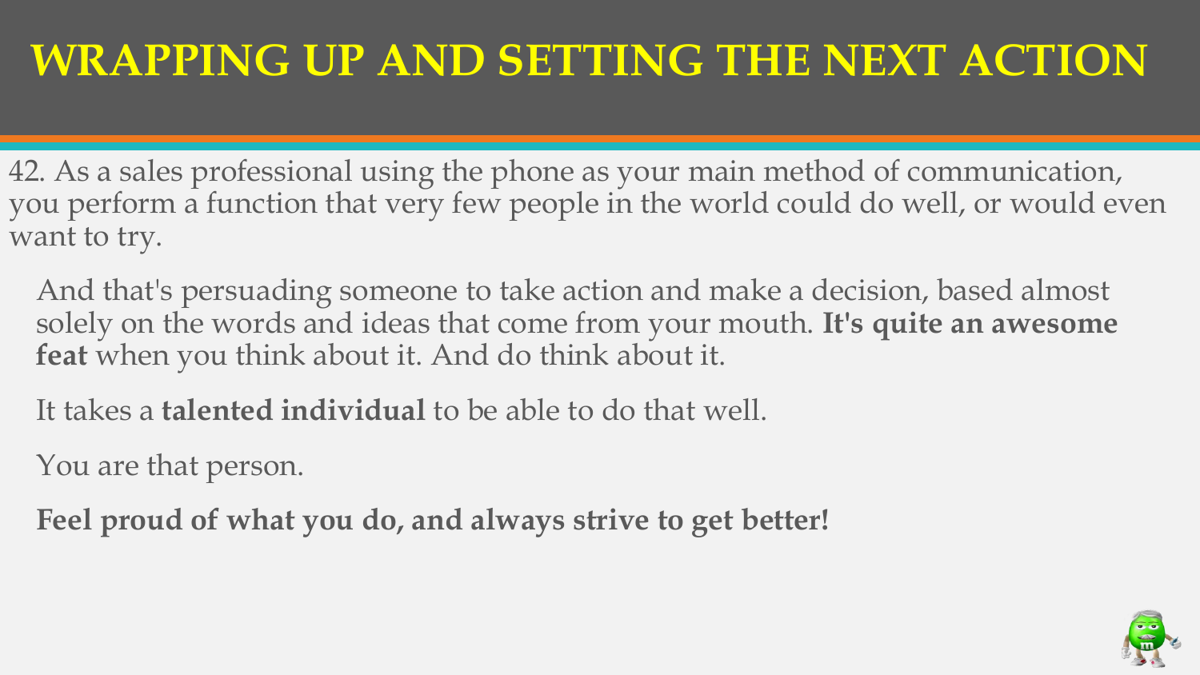# WRAPPING UP AND SETTING THE NEXT ACTION

42. As a sales professional using the phone as your main method of communication, you perform a function that very few people in the world could do well, or would even want to try.

And that's persuading someone to take action and make a decision, based almost solely on the words and ideas that come from your mouth. **It's quite an awesome feat** when you think about it. And do think about it.

It takes a **talented individual** to be able to do that well.

You are that person.

**Feel proud of what you do, and always strive to get better!**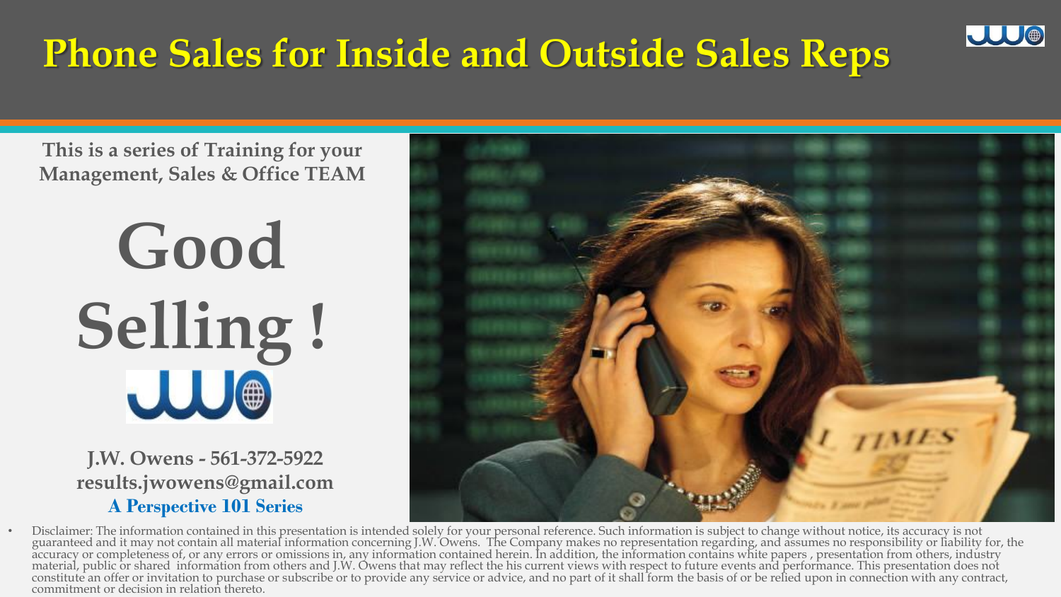# Phone Sales for Inside and Outside Sales Reps

**This is a series of Training for your Management, Sales & Office TEAM**

# Good Selling !

**J.W. Owens - 561-372-5922**
**results.jwowens@gmail.com**
**A Perspective 101 Series**

- Disclaimer: The information contained in this presentation is intended solely for your personal reference. Such information is subject to change without notice, its accuracy is not guaranteed and it may not contain all material information concerning J.W. Owens. The Company makes no representation regarding, and assumes no responsibility or liability for, the accuracy or completeness of, or any errors or omissions in, any information contained herein. In addition, the information contains white papers , presentation from others, industry material, public or shared information from others and J.W. Owens that may reflect the his current views with respect to future events and performance. This presentation does not constitute an offer or invitation to purchase or subscribe or to provide any service or advice, and no part of it shall form the basis of or be relied upon in connection with any contract, commitment or decision in relation thereto.